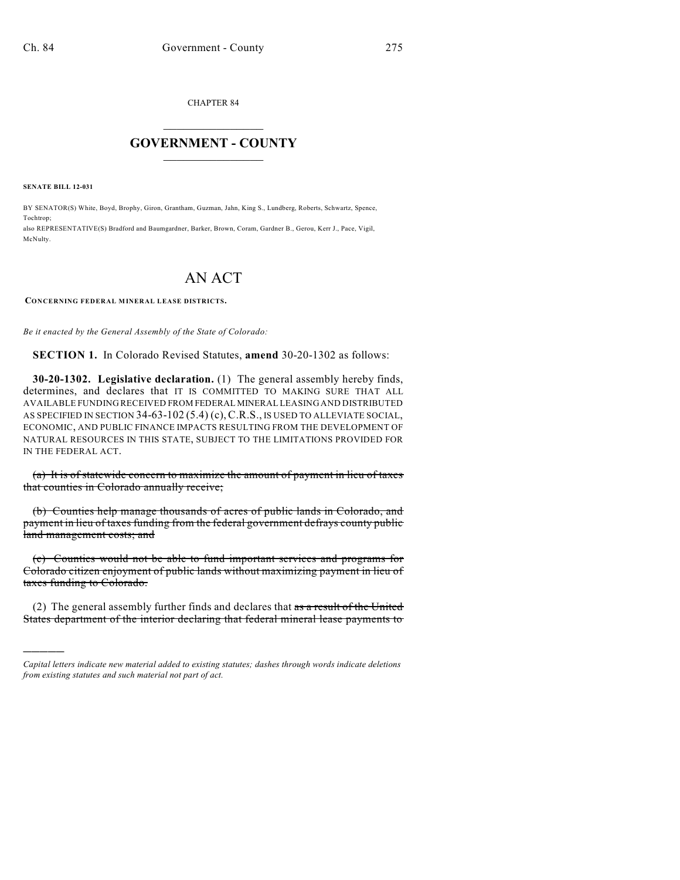CHAPTER 84

# GOVERNMENT - COUNTY

**SENATE BILL 12-031**

BY SENATOR(S) White, Boyd, Brophy, Giron, Grantham, Guzman, Jahn, King S., Lundberg, Roberts, Schwartz, Spence, Tochtrop;
also REPRESENTATIVE(S) Bradford and Baumgardner, Barker, Brown, Coram, Gardner B., Gerou, Kerr J., Pace, Vigil, McNulty.

# AN ACT

**CONCERNING FEDERAL MINERAL LEASE DISTRICTS.**

*Be it enacted by the General Assembly of the State of Colorado:*

**SECTION 1.** In Colorado Revised Statutes, **amend** 30-20-1302 as follows:

**30-20-1302. Legislative declaration.** (1) The general assembly hereby finds, determines, and declares that IT IS COMMITTED TO MAKING SURE THAT ALL AVAILABLE FUNDING RECEIVED FROM FEDERAL MINERAL LEASING AND DISTRIBUTED AS SPECIFIED IN SECTION 34-63-102 (5.4) (c), C.R.S., IS USED TO ALLEVIATE SOCIAL, ECONOMIC, AND PUBLIC FINANCE IMPACTS RESULTING FROM THE DEVELOPMENT OF NATURAL RESOURCES IN THIS STATE, SUBJECT TO THE LIMITATIONS PROVIDED FOR IN THE FEDERAL ACT.

~~(a) It is of statewide concern to maximize the amount of payment in lieu of taxes that counties in Colorado annually receive;~~

~~(b) Counties help manage thousands of acres of public lands in Colorado, and payment in lieu of taxes funding from the federal government defrays county public land management costs; and~~

~~(c) Counties would not be able to fund important services and programs for Colorado citizen enjoyment of public lands without maximizing payment in lieu of taxes funding to Colorado.~~

(2) The general assembly further finds and declares that ~~as a result of the United States department of the interior declaring that federal mineral lease payments to~~

*Capital letters indicate new material added to existing statutes; dashes through words indicate deletions from existing statutes and such material not part of act.*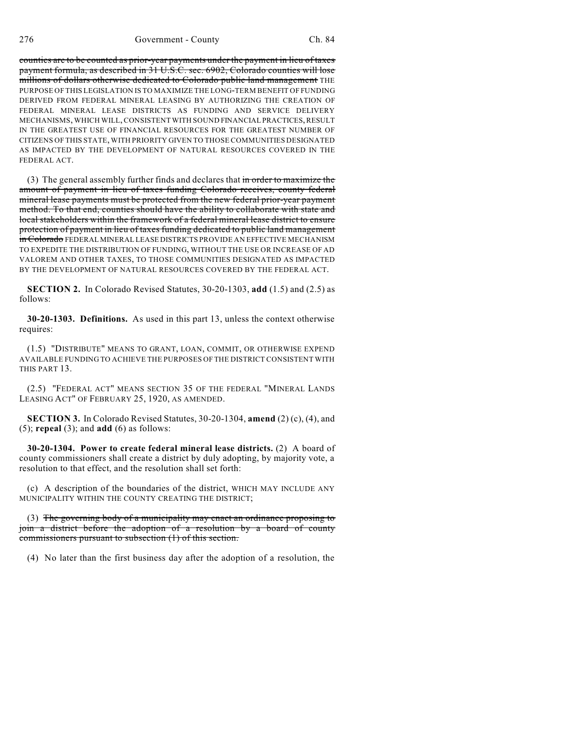~~counties are to be counted as prior-year payments under the payment in lieu of taxes payment formula, as described in 31 U.S.C. sec. 6902, Colorado counties will lose millions of dollars otherwise dedicated to Colorado public land management~~ THE PURPOSE OF THIS LEGISLATION IS TO MAXIMIZE THE LONG-TERM BENEFIT OF FUNDING DERIVED FROM FEDERAL MINERAL LEASING BY AUTHORIZING THE CREATION OF FEDERAL MINERAL LEASE DISTRICTS AS FUNDING AND SERVICE DELIVERY MECHANISMS, WHICH WILL, CONSISTENT WITH SOUND FINANCIAL PRACTICES, RESULT IN THE GREATEST USE OF FINANCIAL RESOURCES FOR THE GREATEST NUMBER OF CITIZENS OF THIS STATE, WITH PRIORITY GIVEN TO THOSE COMMUNITIES DESIGNATED AS IMPACTED BY THE DEVELOPMENT OF NATURAL RESOURCES COVERED IN THE FEDERAL ACT.

(3) The general assembly further finds and declares that ~~in order to maximize the amount of payment in lieu of taxes funding Colorado receives, county federal mineral lease payments must be protected from the new federal prior-year payment method. To that end, counties should have the ability to collaborate with state and local stakeholders within the framework of a federal mineral lease district to ensure protection of payment in lieu of taxes funding dedicated to public land management in Colorado~~ FEDERAL MINERAL LEASE DISTRICTS PROVIDE AN EFFECTIVE MECHANISM TO EXPEDITE THE DISTRIBUTION OF FUNDING, WITHOUT THE USE OR INCREASE OF AD VALOREM AND OTHER TAXES, TO THOSE COMMUNITIES DESIGNATED AS IMPACTED BY THE DEVELOPMENT OF NATURAL RESOURCES COVERED BY THE FEDERAL ACT.

**SECTION 2.** In Colorado Revised Statutes, 30-20-1303, **add** (1.5) and (2.5) as follows:

**30-20-1303. Definitions.** As used in this part 13, unless the context otherwise requires:

(1.5) "DISTRIBUTE" MEANS TO GRANT, LOAN, COMMIT, OR OTHERWISE EXPEND AVAILABLE FUNDING TO ACHIEVE THE PURPOSES OF THE DISTRICT CONSISTENT WITH THIS PART 13.

(2.5) "FEDERAL ACT" MEANS SECTION 35 OF THE FEDERAL "MINERAL LANDS LEASING ACT" OF FEBRUARY 25, 1920, AS AMENDED.

**SECTION 3.** In Colorado Revised Statutes, 30-20-1304, **amend** (2) (c), (4), and (5); **repeal** (3); and **add** (6) as follows:

**30-20-1304. Power to create federal mineral lease districts.** (2) A board of county commissioners shall create a district by duly adopting, by majority vote, a resolution to that effect, and the resolution shall set forth:

(c) A description of the boundaries of the district, WHICH MAY INCLUDE ANY MUNICIPALITY WITHIN THE COUNTY CREATING THE DISTRICT;

(3) ~~The governing body of a municipality may enact an ordinance proposing to join a district before the adoption of a resolution by a board of county commissioners pursuant to subsection (1) of this section.~~

(4) No later than the first business day after the adoption of a resolution, the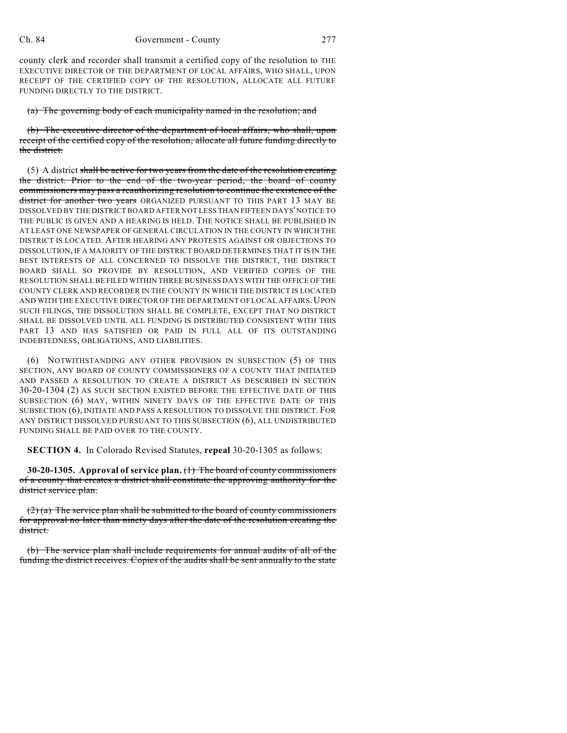county clerk and recorder shall transmit a certified copy of the resolution to THE EXECUTIVE DIRECTOR OF THE DEPARTMENT OF LOCAL AFFAIRS, WHO SHALL, UPON RECEIPT OF THE CERTIFIED COPY OF THE RESOLUTION, ALLOCATE ALL FUTURE FUNDING DIRECTLY TO THE DISTRICT.

~~(a) The governing body of each municipality named in the resolution; and~~

~~(b) The executive director of the department of local affairs, who shall, upon receipt of the certified copy of the resolution, allocate all future funding directly to the district.~~

(5) A district ~~shall be active for two years from the date of the resolution creating the district. Prior to the end of the two-year period, the board of county commissioners may pass a reauthorizing resolution to continue the existence of the district for another two years~~ ORGANIZED PURSUANT TO THIS PART 13 MAY BE DISSOLVED BY THE DISTRICT BOARD AFTER NOT LESS THAN FIFTEEN DAYS' NOTICE TO THE PUBLIC IS GIVEN AND A HEARING IS HELD. THE NOTICE SHALL BE PUBLISHED IN AT LEAST ONE NEWSPAPER OF GENERAL CIRCULATION IN THE COUNTY IN WHICH THE DISTRICT IS LOCATED. AFTER HEARING ANY PROTESTS AGAINST OR OBJECTIONS TO DISSOLUTION, IF A MAJORITY OF THE DISTRICT BOARD DETERMINES THAT IT IS IN THE BEST INTERESTS OF ALL CONCERNED TO DISSOLVE THE DISTRICT, THE DISTRICT BOARD SHALL SO PROVIDE BY RESOLUTION, AND VERIFIED COPIES OF THE RESOLUTION SHALL BE FILED WITHIN THREE BUSINESS DAYS WITH THE OFFICE OF THE COUNTY CLERK AND RECORDER IN THE COUNTY IN WHICH THE DISTRICT IS LOCATED AND WITH THE EXECUTIVE DIRECTOR OF THE DEPARTMENT OF LOCAL AFFAIRS. UPON SUCH FILINGS, THE DISSOLUTION SHALL BE COMPLETE, EXCEPT THAT NO DISTRICT SHALL BE DISSOLVED UNTIL ALL FUNDING IS DISTRIBUTED CONSISTENT WITH THIS PART 13 AND HAS SATISFIED OR PAID IN FULL ALL OF ITS OUTSTANDING INDEBTEDNESS, OBLIGATIONS, AND LIABILITIES.

(6) NOTWITHSTANDING ANY OTHER PROVISION IN SUBSECTION (5) OF THIS SECTION, ANY BOARD OF COUNTY COMMISSIONERS OF A COUNTY THAT INITIATED AND PASSED A RESOLUTION TO CREATE A DISTRICT AS DESCRIBED IN SECTION 30-20-1304 (2) AS SUCH SECTION EXISTED BEFORE THE EFFECTIVE DATE OF THIS SUBSECTION (6) MAY, WITHIN NINETY DAYS OF THE EFFECTIVE DATE OF THIS SUBSECTION (6), INITIATE AND PASS A RESOLUTION TO DISSOLVE THE DISTRICT. FOR ANY DISTRICT DISSOLVED PURSUANT TO THIS SUBSECTION (6), ALL UNDISTRIBUTED FUNDING SHALL BE PAID OVER TO THE COUNTY.

**SECTION 4.** In Colorado Revised Statutes, **repeal** 30-20-1305 as follows:

**30-20-1305. Approval of service plan.** ~~(1) The board of county commissioners of a county that creates a district shall constitute the approving authority for the district service plan.~~

~~(2) (a) The service plan shall be submitted to the board of county commissioners for approval no later than ninety days after the date of the resolution creating the district.~~

~~(b) The service plan shall include requirements for annual audits of all of the funding the district receives. Copies of the audits shall be sent annually to the state~~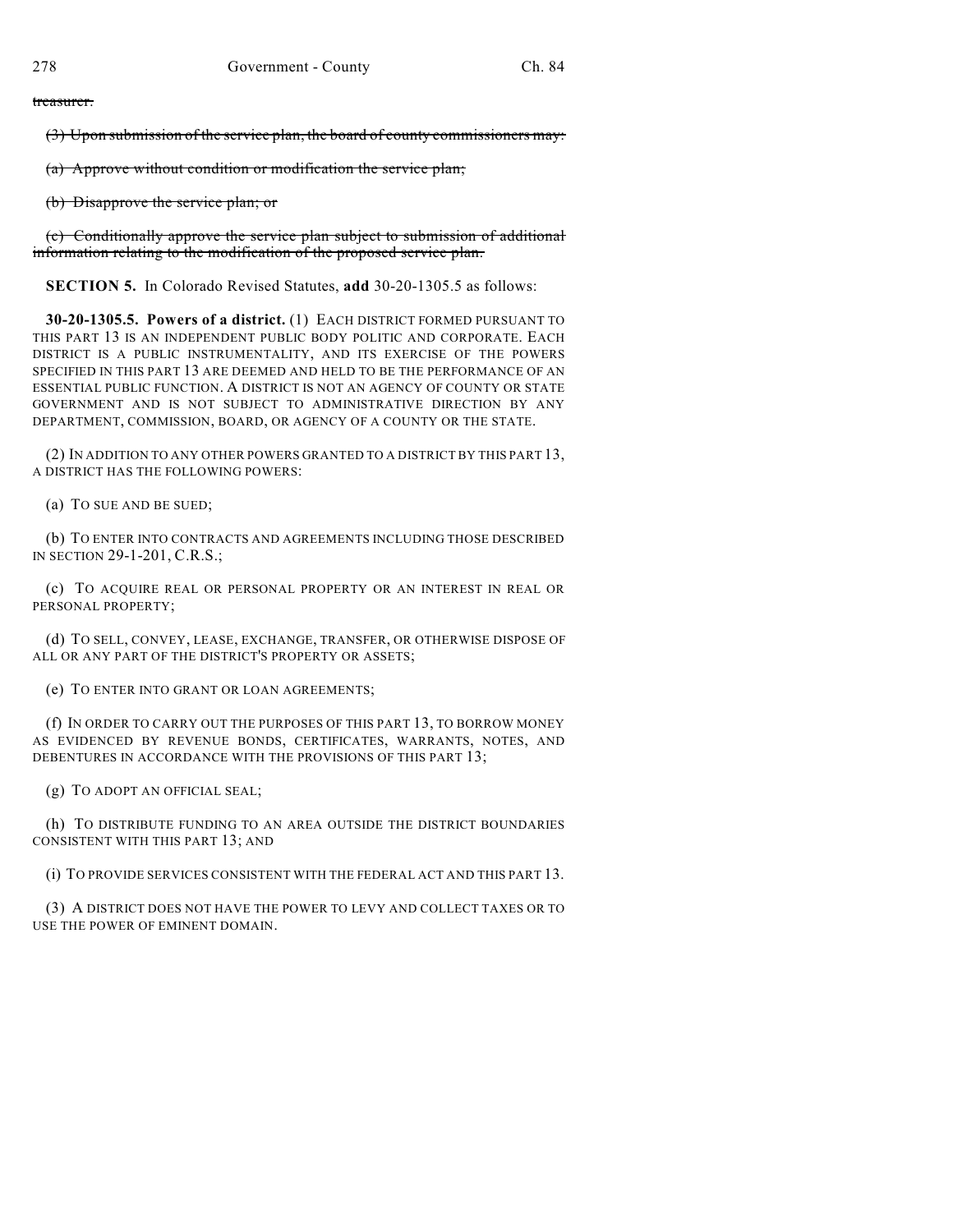~~treasurer.~~

~~(3) Upon submission of the service plan, the board of county commissioners may:~~

~~(a) Approve without condition or modification the service plan;~~

~~(b) Disapprove the service plan; or~~

~~(c) Conditionally approve the service plan subject to submission of additional information relating to the modification of the proposed service plan.~~

**SECTION 5.** In Colorado Revised Statutes, **add** 30-20-1305.5 as follows:

**30-20-1305.5. Powers of a district.** (1) EACH DISTRICT FORMED PURSUANT TO THIS PART 13 IS AN INDEPENDENT PUBLIC BODY POLITIC AND CORPORATE. EACH DISTRICT IS A PUBLIC INSTRUMENTALITY, AND ITS EXERCISE OF THE POWERS SPECIFIED IN THIS PART 13 ARE DEEMED AND HELD TO BE THE PERFORMANCE OF AN ESSENTIAL PUBLIC FUNCTION. A DISTRICT IS NOT AN AGENCY OF COUNTY OR STATE GOVERNMENT AND IS NOT SUBJECT TO ADMINISTRATIVE DIRECTION BY ANY DEPARTMENT, COMMISSION, BOARD, OR AGENCY OF A COUNTY OR THE STATE.

(2) IN ADDITION TO ANY OTHER POWERS GRANTED TO A DISTRICT BY THIS PART 13, A DISTRICT HAS THE FOLLOWING POWERS:

(a) TO SUE AND BE SUED;

(b) TO ENTER INTO CONTRACTS AND AGREEMENTS INCLUDING THOSE DESCRIBED IN SECTION 29-1-201, C.R.S.;

(c) TO ACQUIRE REAL OR PERSONAL PROPERTY OR AN INTEREST IN REAL OR PERSONAL PROPERTY;

(d) TO SELL, CONVEY, LEASE, EXCHANGE, TRANSFER, OR OTHERWISE DISPOSE OF ALL OR ANY PART OF THE DISTRICT'S PROPERTY OR ASSETS;

(e) TO ENTER INTO GRANT OR LOAN AGREEMENTS;

(f) IN ORDER TO CARRY OUT THE PURPOSES OF THIS PART 13, TO BORROW MONEY AS EVIDENCED BY REVENUE BONDS, CERTIFICATES, WARRANTS, NOTES, AND DEBENTURES IN ACCORDANCE WITH THE PROVISIONS OF THIS PART 13;

(g) TO ADOPT AN OFFICIAL SEAL;

(h) TO DISTRIBUTE FUNDING TO AN AREA OUTSIDE THE DISTRICT BOUNDARIES CONSISTENT WITH THIS PART 13; AND

(i) TO PROVIDE SERVICES CONSISTENT WITH THE FEDERAL ACT AND THIS PART 13.

(3) A DISTRICT DOES NOT HAVE THE POWER TO LEVY AND COLLECT TAXES OR TO USE THE POWER OF EMINENT DOMAIN.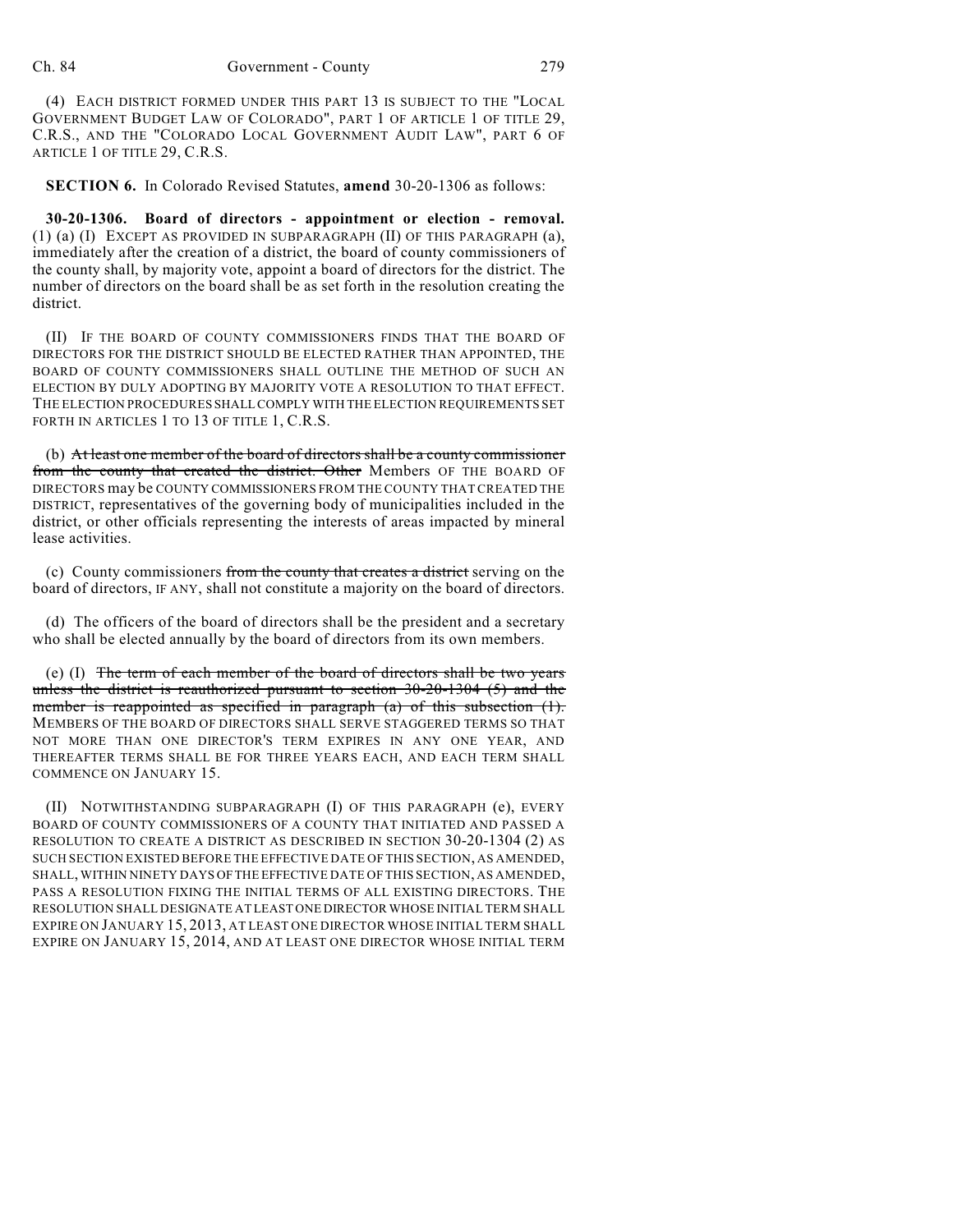(4) EACH DISTRICT FORMED UNDER THIS PART 13 IS SUBJECT TO THE "LOCAL GOVERNMENT BUDGET LAW OF COLORADO", PART 1 OF ARTICLE 1 OF TITLE 29, C.R.S., AND THE "COLORADO LOCAL GOVERNMENT AUDIT LAW", PART 6 OF ARTICLE 1 OF TITLE 29, C.R.S.

**SECTION 6.** In Colorado Revised Statutes, **amend** 30-20-1306 as follows:

**30-20-1306. Board of directors - appointment or election - removal.** (1) (a) (I) EXCEPT AS PROVIDED IN SUBPARAGRAPH (II) OF THIS PARAGRAPH (a), immediately after the creation of a district, the board of county commissioners of the county shall, by majority vote, appoint a board of directors for the district. The number of directors on the board shall be as set forth in the resolution creating the district.

(II) IF THE BOARD OF COUNTY COMMISSIONERS FINDS THAT THE BOARD OF DIRECTORS FOR THE DISTRICT SHOULD BE ELECTED RATHER THAN APPOINTED, THE BOARD OF COUNTY COMMISSIONERS SHALL OUTLINE THE METHOD OF SUCH AN ELECTION BY DULY ADOPTING BY MAJORITY VOTE A RESOLUTION TO THAT EFFECT. THE ELECTION PROCEDURES SHALL COMPLY WITH THE ELECTION REQUIREMENTS SET FORTH IN ARTICLES 1 TO 13 OF TITLE 1, C.R.S.

(b) ~~At least one member of the board of directors shall be a county commissioner from the county that created the district. Other~~ Members OF THE BOARD OF DIRECTORS may be COUNTY COMMISSIONERS FROM THE COUNTY THAT CREATED THE DISTRICT, representatives of the governing body of municipalities included in the district, or other officials representing the interests of areas impacted by mineral lease activities.

(c) County commissioners ~~from the county that creates a district~~ serving on the board of directors, IF ANY, shall not constitute a majority on the board of directors.

(d) The officers of the board of directors shall be the president and a secretary who shall be elected annually by the board of directors from its own members.

(e) (I) ~~The term of each member of the board of directors shall be two years unless the district is reauthorized pursuant to section 30-20-1304 (5) and the member is reappointed as specified in paragraph (a) of this subsection (1).~~ MEMBERS OF THE BOARD OF DIRECTORS SHALL SERVE STAGGERED TERMS SO THAT NOT MORE THAN ONE DIRECTOR'S TERM EXPIRES IN ANY ONE YEAR, AND THEREAFTER TERMS SHALL BE FOR THREE YEARS EACH, AND EACH TERM SHALL COMMENCE ON JANUARY 15.

(II) NOTWITHSTANDING SUBPARAGRAPH (I) OF THIS PARAGRAPH (e), EVERY BOARD OF COUNTY COMMISSIONERS OF A COUNTY THAT INITIATED AND PASSED A RESOLUTION TO CREATE A DISTRICT AS DESCRIBED IN SECTION 30-20-1304 (2) AS SUCH SECTION EXISTED BEFORE THE EFFECTIVE DATE OF THIS SECTION, AS AMENDED, SHALL, WITHIN NINETY DAYS OF THE EFFECTIVE DATE OF THIS SECTION, AS AMENDED, PASS A RESOLUTION FIXING THE INITIAL TERMS OF ALL EXISTING DIRECTORS. THE RESOLUTION SHALL DESIGNATE AT LEAST ONE DIRECTOR WHOSE INITIAL TERM SHALL EXPIRE ON JANUARY 15, 2013, AT LEAST ONE DIRECTOR WHOSE INITIAL TERM SHALL EXPIRE ON JANUARY 15, 2014, AND AT LEAST ONE DIRECTOR WHOSE INITIAL TERM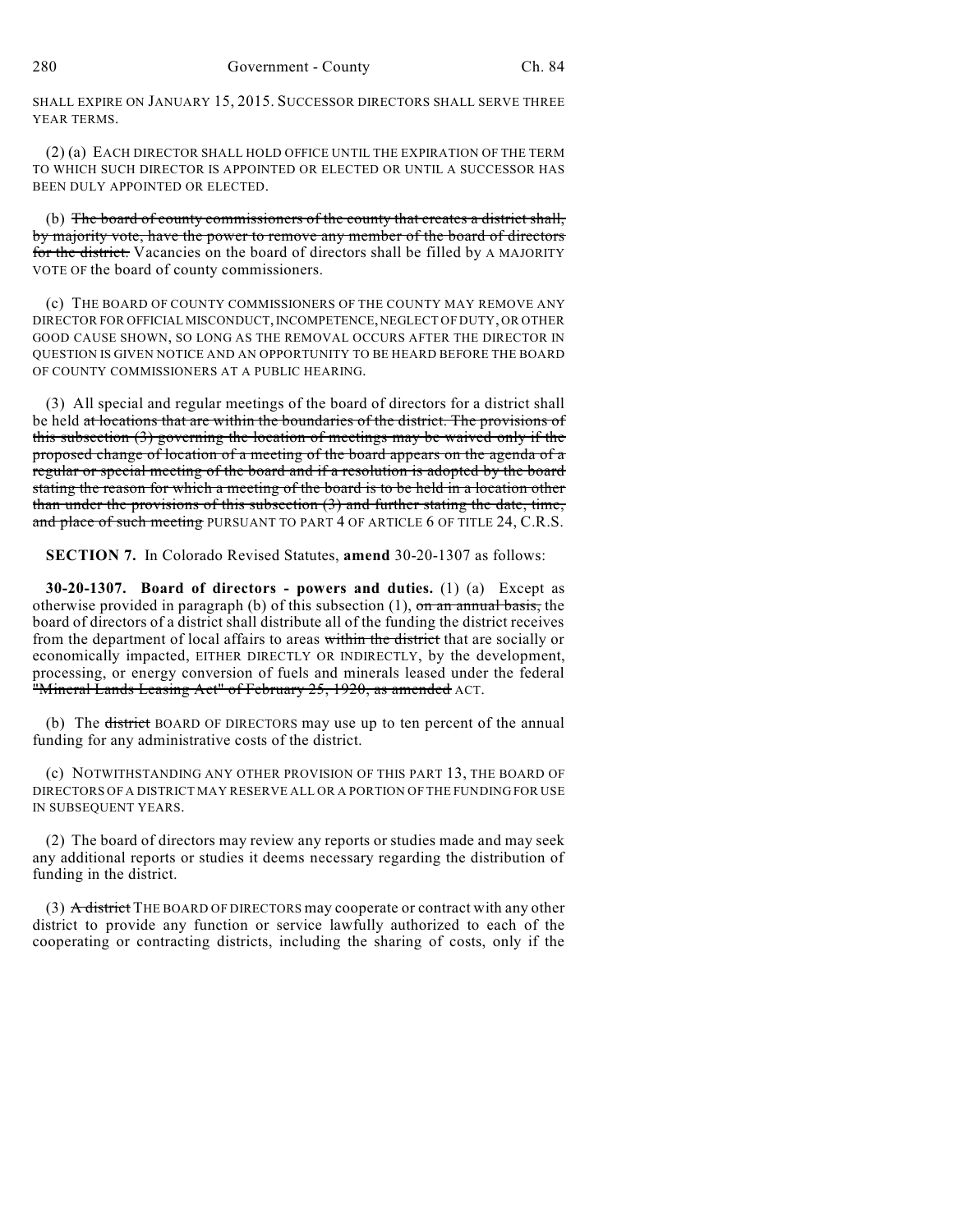SHALL EXPIRE ON JANUARY 15, 2015. SUCCESSOR DIRECTORS SHALL SERVE THREE YEAR TERMS.

(2) (a) EACH DIRECTOR SHALL HOLD OFFICE UNTIL THE EXPIRATION OF THE TERM TO WHICH SUCH DIRECTOR IS APPOINTED OR ELECTED OR UNTIL A SUCCESSOR HAS BEEN DULY APPOINTED OR ELECTED.

(b) ~~The board of county commissioners of the county that creates a district shall, by majority vote, have the power to remove any member of the board of directors for the district.~~ Vacancies on the board of directors shall be filled by A MAJORITY VOTE OF the board of county commissioners.

(c) THE BOARD OF COUNTY COMMISSIONERS OF THE COUNTY MAY REMOVE ANY DIRECTOR FOR OFFICIAL MISCONDUCT, INCOMPETENCE, NEGLECT OF DUTY, OR OTHER GOOD CAUSE SHOWN, SO LONG AS THE REMOVAL OCCURS AFTER THE DIRECTOR IN QUESTION IS GIVEN NOTICE AND AN OPPORTUNITY TO BE HEARD BEFORE THE BOARD OF COUNTY COMMISSIONERS AT A PUBLIC HEARING.

(3) All special and regular meetings of the board of directors for a district shall be held ~~at locations that are within the boundaries of the district. The provisions of this subsection (3) governing the location of meetings may be waived only if the proposed change of location of a meeting of the board appears on the agenda of a regular or special meeting of the board and if a resolution is adopted by the board stating the reason for which a meeting of the board is to be held in a location other than under the provisions of this subsection (3) and further stating the date, time, and place of such meeting~~ PURSUANT TO PART 4 OF ARTICLE 6 OF TITLE 24, C.R.S.

**SECTION 7.** In Colorado Revised Statutes, **amend** 30-20-1307 as follows:

**30-20-1307. Board of directors - powers and duties.** (1) (a) Except as otherwise provided in paragraph (b) of this subsection (1), ~~on an annual basis,~~ the board of directors of a district shall distribute all of the funding the district receives from the department of local affairs to areas ~~within the district~~ that are socially or economically impacted, EITHER DIRECTLY OR INDIRECTLY, by the development, processing, or energy conversion of fuels and minerals leased under the federal ~~"Mineral Lands Leasing Act" of February 25, 1920, as amended~~ ACT.

(b) The ~~district~~ BOARD OF DIRECTORS may use up to ten percent of the annual funding for any administrative costs of the district.

(c) NOTWITHSTANDING ANY OTHER PROVISION OF THIS PART 13, THE BOARD OF DIRECTORS OF A DISTRICT MAY RESERVE ALL OR A PORTION OF THE FUNDING FOR USE IN SUBSEQUENT YEARS.

(2) The board of directors may review any reports or studies made and may seek any additional reports or studies it deems necessary regarding the distribution of funding in the district.

(3) ~~A district~~ THE BOARD OF DIRECTORS may cooperate or contract with any other district to provide any function or service lawfully authorized to each of the cooperating or contracting districts, including the sharing of costs, only if the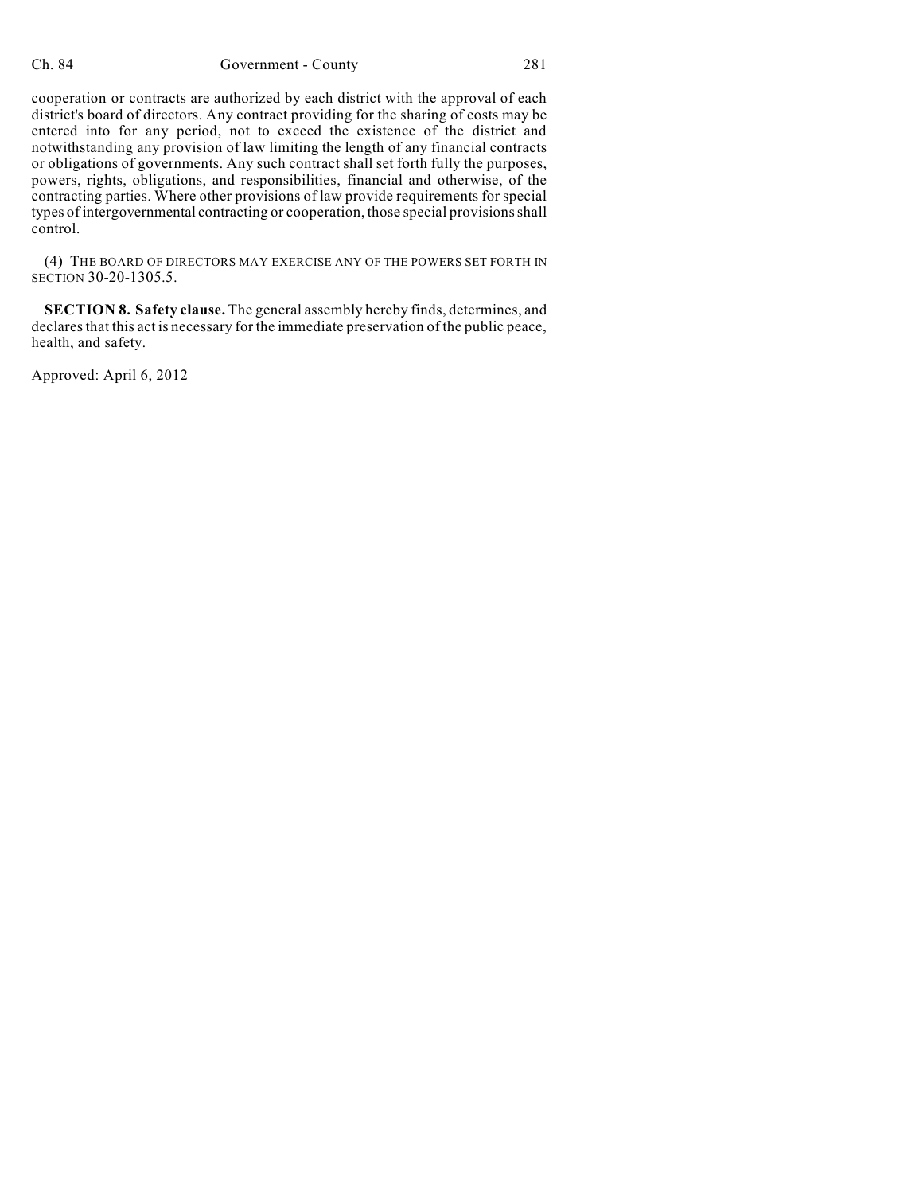cooperation or contracts are authorized by each district with the approval of each district's board of directors. Any contract providing for the sharing of costs may be entered into for any period, not to exceed the existence of the district and notwithstanding any provision of law limiting the length of any financial contracts or obligations of governments. Any such contract shall set forth fully the purposes, powers, rights, obligations, and responsibilities, financial and otherwise, of the contracting parties. Where other provisions of law provide requirements for special types of intergovernmental contracting or cooperation, those special provisions shall control.

(4) THE BOARD OF DIRECTORS MAY EXERCISE ANY OF THE POWERS SET FORTH IN SECTION 30-20-1305.5.

**SECTION 8. Safety clause.** The general assembly hereby finds, determines, and declares that this act is necessary for the immediate preservation of the public peace, health, and safety.

Approved: April 6, 2012